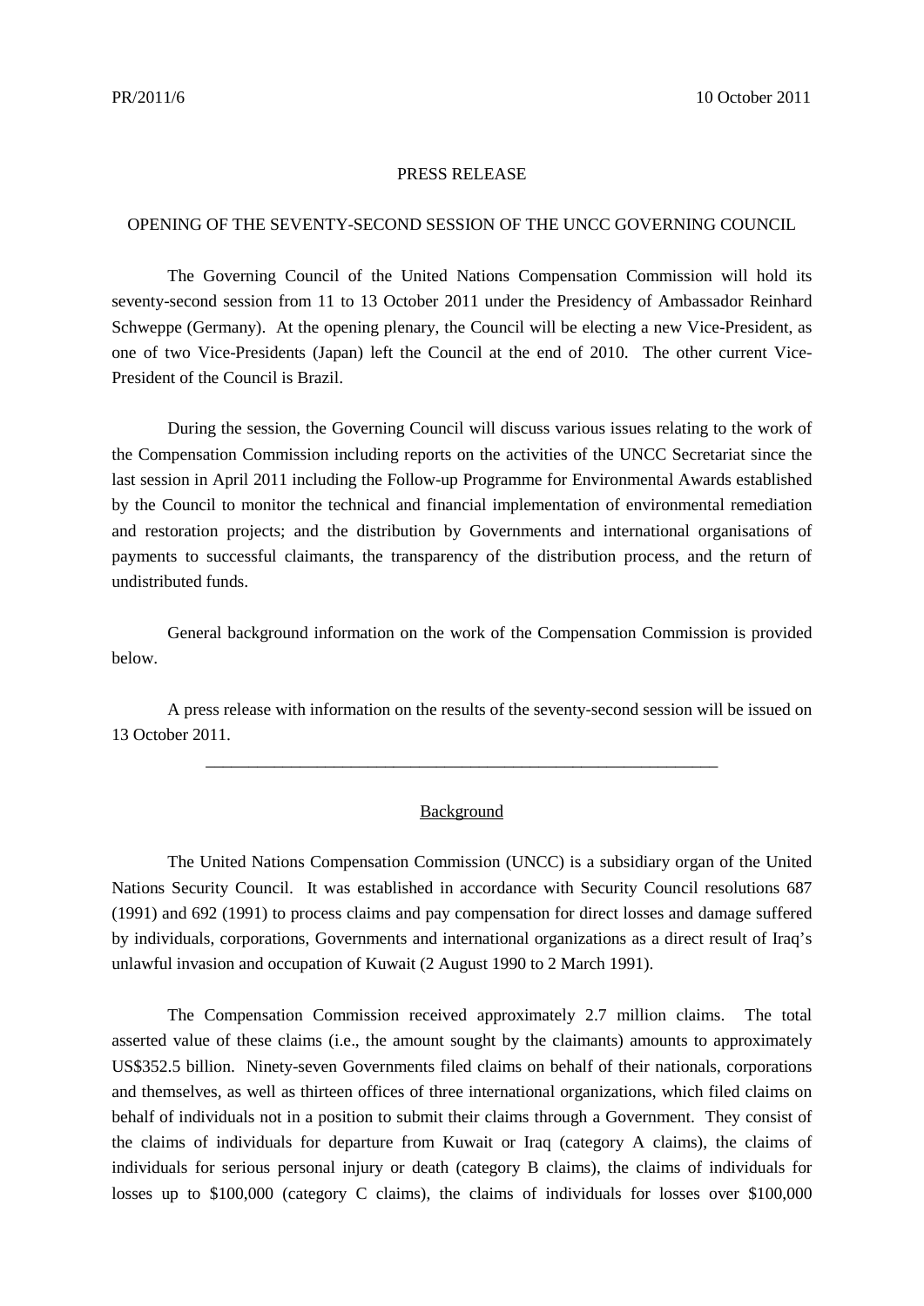PR/2011/6 10 October 2011

PRESS RELEASE

# OPENING OF THE SEVENTY-SECOND SESSION OF THE UNCC GOVERNING COUNCIL

The Governing Council of the United Nations Compensation Commission will hold its seventy-second session from 11 to 13 October 2011 under the Presidency of Ambassador Reinhard Schweppe (Germany). At the opening plenary, the Council will be electing a new Vice-President, as one of two Vice-Presidents (Japan) left the Council at the end of 2010. The other current Vice-President of the Council is Brazil.

During the session, the Governing Council will discuss various issues relating to the work of the Compensation Commission including reports on the activities of the UNCC Secretariat since the last session in April 2011 including the Follow-up Programme for Environmental Awards established by the Council to monitor the technical and financial implementation of environmental remediation and restoration projects; and the distribution by Governments and international organisations of payments to successful claimants, the transparency of the distribution process, and the return of undistributed funds.

General background information on the work of the Compensation Commission is provided below.

A press release with information on the results of the seventy-second session will be issued on 13 October 2011.

---

## Background

The United Nations Compensation Commission (UNCC) is a subsidiary organ of the United Nations Security Council. It was established in accordance with Security Council resolutions 687 (1991) and 692 (1991) to process claims and pay compensation for direct losses and damage suffered by individuals, corporations, Governments and international organizations as a direct result of Iraq's unlawful invasion and occupation of Kuwait (2 August 1990 to 2 March 1991).

The Compensation Commission received approximately 2.7 million claims. The total asserted value of these claims (i.e., the amount sought by the claimants) amounts to approximately US$352.5 billion. Ninety-seven Governments filed claims on behalf of their nationals, corporations and themselves, as well as thirteen offices of three international organizations, which filed claims on behalf of individuals not in a position to submit their claims through a Government. They consist of the claims of individuals for departure from Kuwait or Iraq (category A claims), the claims of individuals for serious personal injury or death (category B claims), the claims of individuals for losses up to $100,000 (category C claims), the claims of individuals for losses over $100,000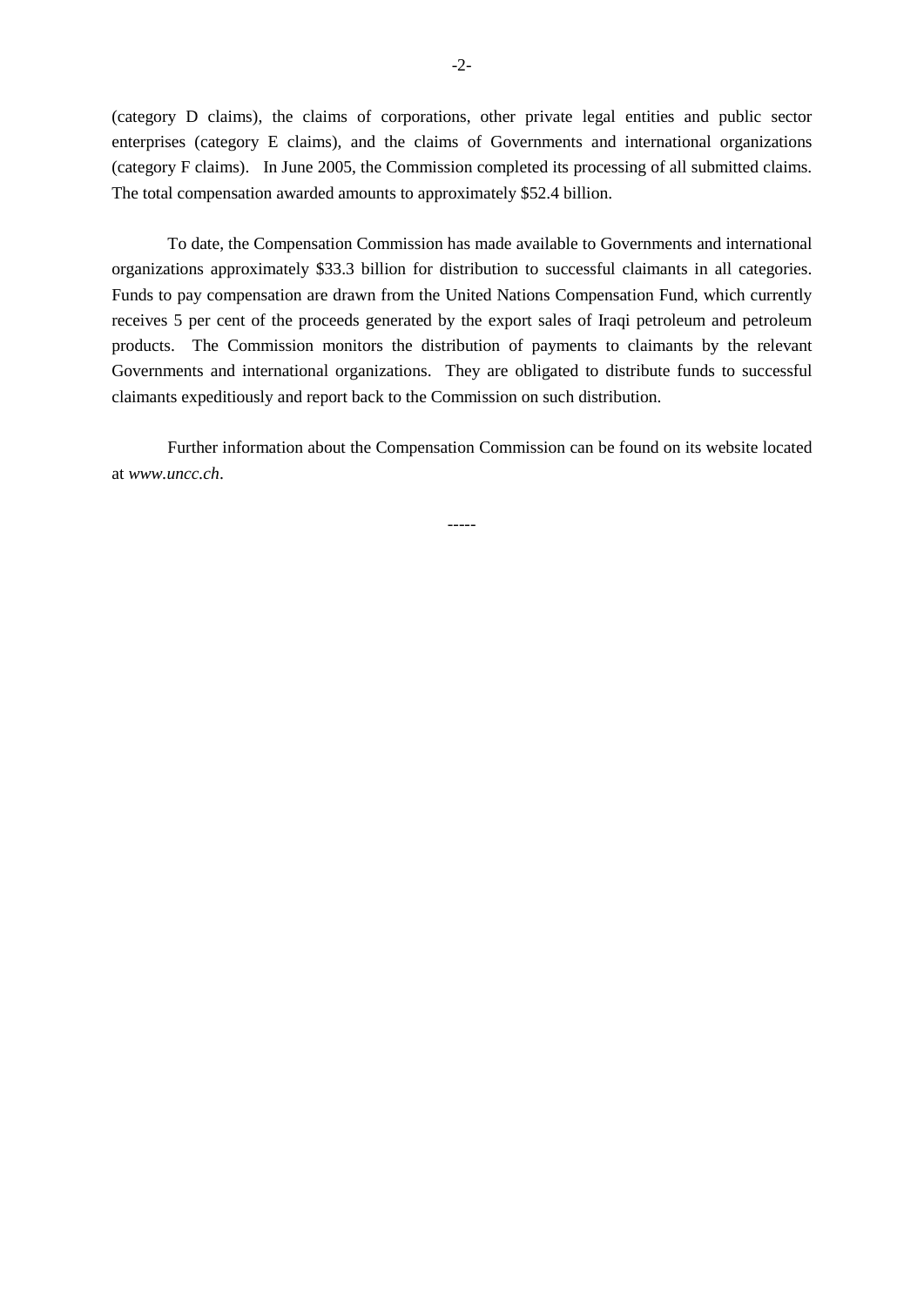(category D claims), the claims of corporations, other private legal entities and public sector enterprises (category E claims), and the claims of Governments and international organizations (category F claims). In June 2005, the Commission completed its processing of all submitted claims. The total compensation awarded amounts to approximately $52.4 billion.

To date, the Compensation Commission has made available to Governments and international organizations approximately $33.3 billion for distribution to successful claimants in all categories. Funds to pay compensation are drawn from the United Nations Compensation Fund, which currently receives 5 per cent of the proceeds generated by the export sales of Iraqi petroleum and petroleum products. The Commission monitors the distribution of payments to claimants by the relevant Governments and international organizations. They are obligated to distribute funds to successful claimants expeditiously and report back to the Commission on such distribution.

Further information about the Compensation Commission can be found on its website located at *www.uncc.ch*.

-----